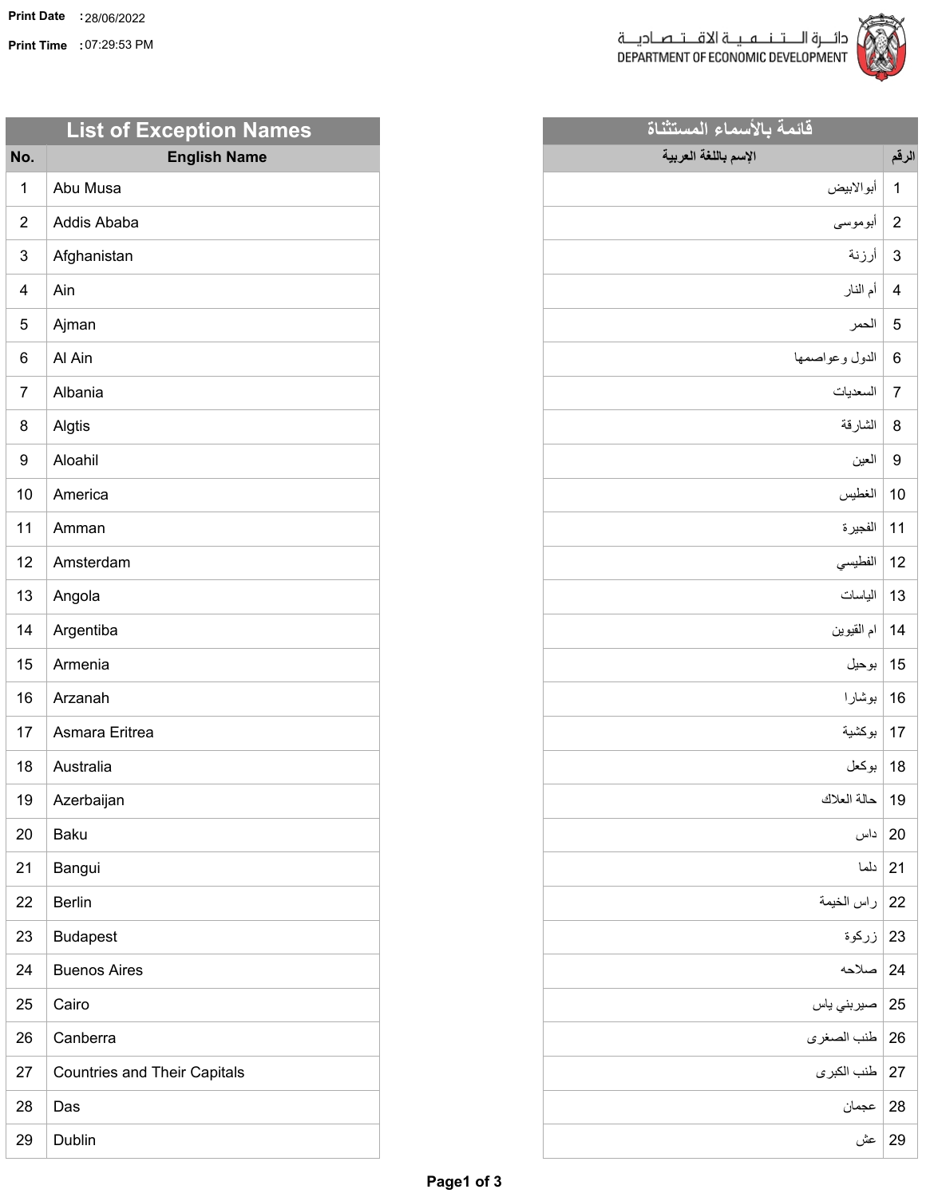Print Date : 28/06/2022

Print Time : 07:29:53 PM

دائـــرة الـــتـــنـــمـــيـــة الاقـــتـــصـــاديـــة
DEPARTMENT OF ECONOMIC DEVELOPMENT

## List of Exception Names

| No. | English Name |
|---|---|
| 1 | Abu Musa |
| 2 | Addis Ababa |
| 3 | Afghanistan |
| 4 | Ain |
| 5 | Ajman |
| 6 | Al Ain |
| 7 | Albania |
| 8 | Algtis |
| 9 | Aloahil |
| 10 | America |
| 11 | Amman |
| 12 | Amsterdam |
| 13 | Angola |
| 14 | Argentiba |
| 15 | Armenia |
| 16 | Arzanah |
| 17 | Asmara Eritrea |
| 18 | Australia |
| 19 | Azerbaijan |
| 20 | Baku |
| 21 | Bangui |
| 22 | Berlin |
| 23 | Budapest |
| 24 | Buenos Aires |
| 25 | Cairo |
| 26 | Canberra |
| 27 | Countries and Their Capitals |
| 28 | Das |
| 29 | Dublin |

## قائمة بالأسماء المستثناة

| الرقم | الإسم باللغة العربية |
|---|---|
| 1 | أبوالابيض |
| 2 | أبوموسى |
| 3 | أرزنة |
| 4 | أم النار |
| 5 | الحمر |
| 6 | الدول وعواصمها |
| 7 | السعديات |
| 8 | الشارقة |
| 9 | العين |
| 10 | الغطيس |
| 11 | الفجيرة |
| 12 | الفطيسي |
| 13 | الياسات |
| 14 | ام القيوين |
| 15 | بوحيل |
| 16 | بوشارا |
| 17 | بوكشية |
| 18 | بوكعل |
| 19 | حالة العلاك |
| 20 | داس |
| 21 | دلما |
| 22 | راس الخيمة |
| 23 | زركوة |
| 24 | صلاحه |
| 25 | صيربني ياس |
| 26 | طنب الصغرى |
| 27 | طنب الكبرى |
| 28 | عجمان |
| 29 | عش |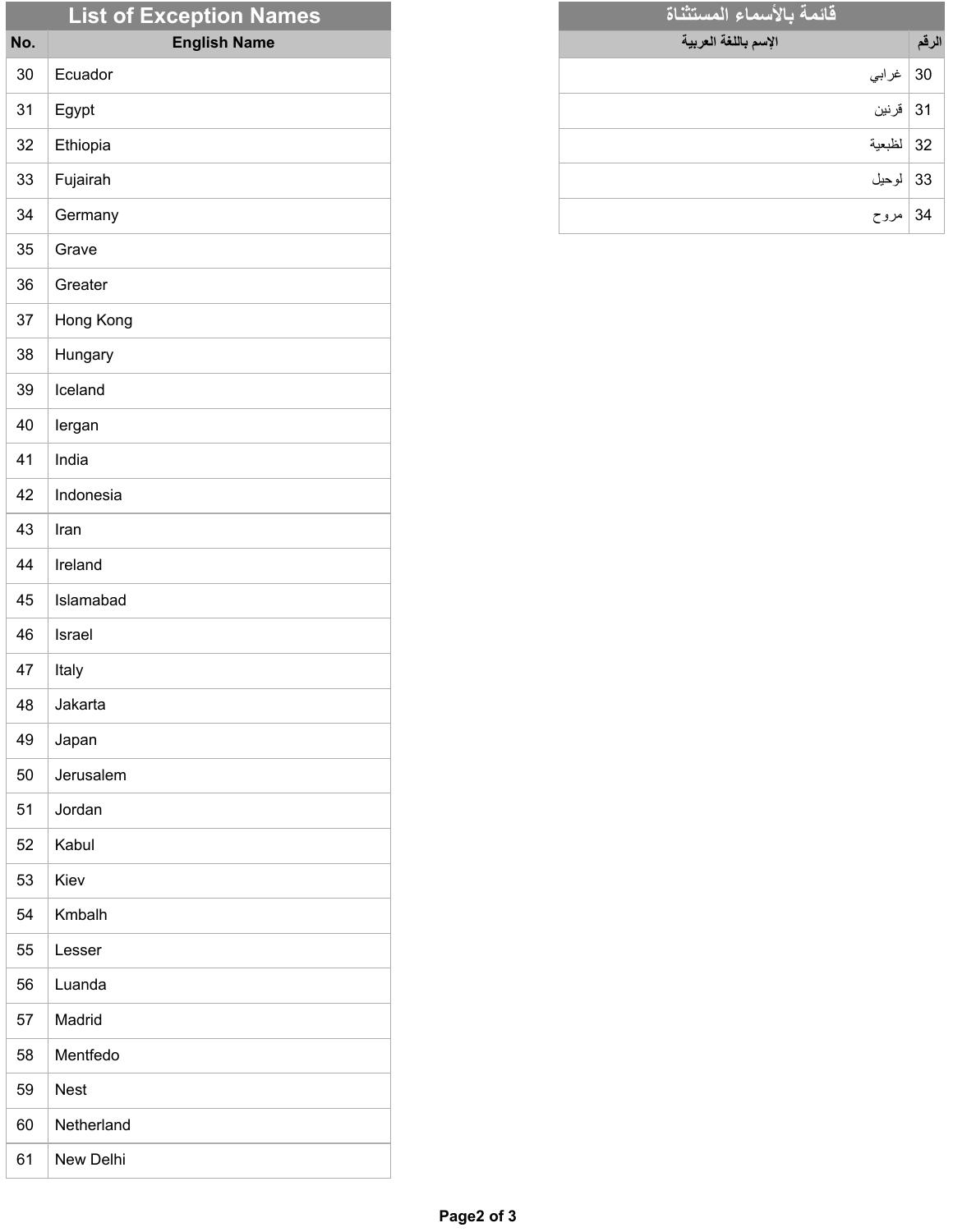## List of Exception Names

| No. | English Name |
|---|---|
| 30 | Ecuador |
| 31 | Egypt |
| 32 | Ethiopia |
| 33 | Fujairah |
| 34 | Germany |
| 35 | Grave |
| 36 | Greater |
| 37 | Hong Kong |
| 38 | Hungary |
| 39 | Iceland |
| 40 | Iergan |
| 41 | India |
| 42 | Indonesia |
| 43 | Iran |
| 44 | Ireland |
| 45 | Islamabad |
| 46 | Israel |
| 47 | Italy |
| 48 | Jakarta |
| 49 | Japan |
| 50 | Jerusalem |
| 51 | Jordan |
| 52 | Kabul |
| 53 | Kiev |
| 54 | Kmbalh |
| 55 | Lesser |
| 56 | Luanda |
| 57 | Madrid |
| 58 | Mentfedo |
| 59 | Nest |
| 60 | Netherland |
| 61 | New Delhi |

## قائمة بالأسماء المستثناة

| الرقم | الإسم باللغة العربية |
|---|---|
| 30 | غرابي |
| 31 | قرنين |
| 32 | لظبعية |
| 33 | لوحيل |
| 34 | مروح |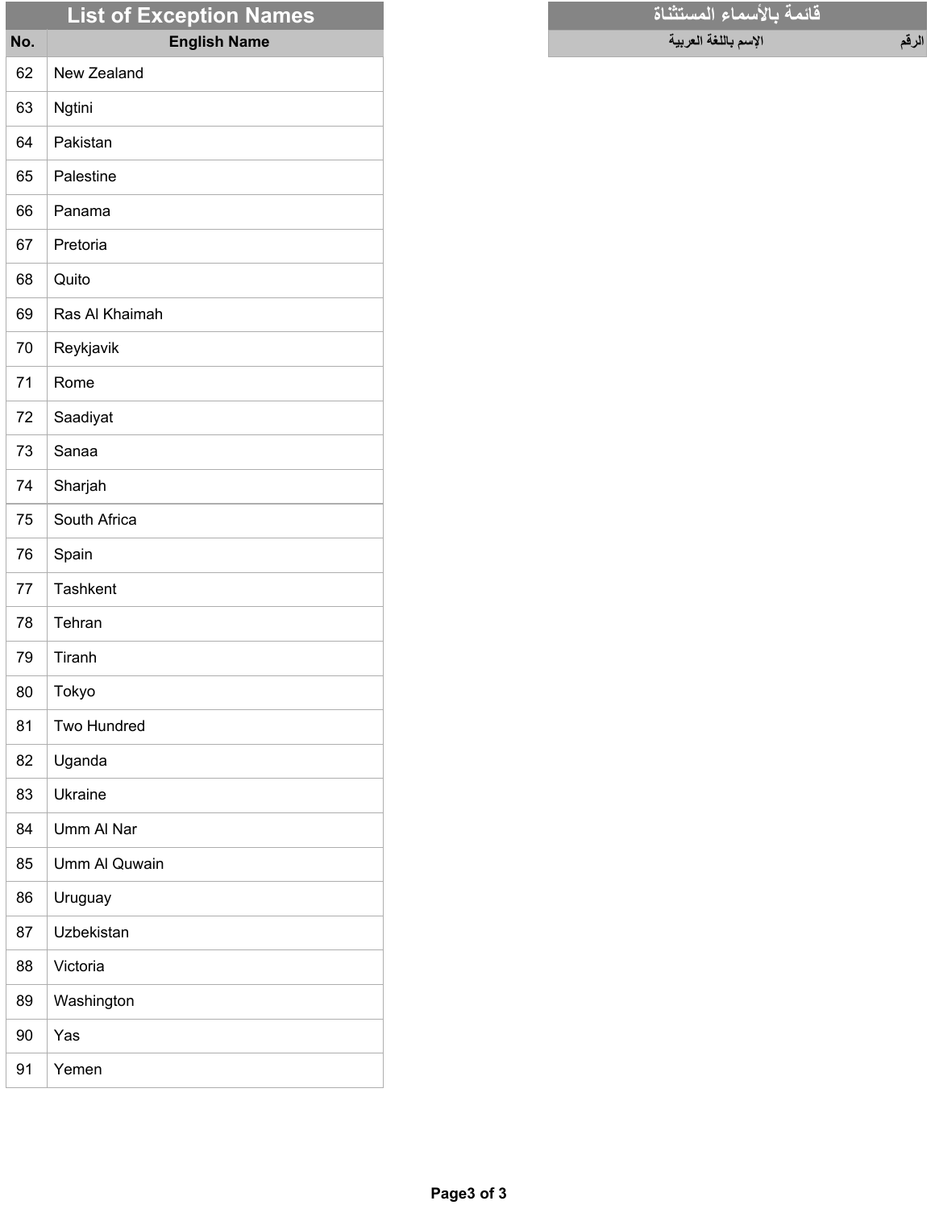## List of Exception Names

| No. | English Name |
|---|---|
| 62 | New Zealand |
| 63 | Ngtini |
| 64 | Pakistan |
| 65 | Palestine |
| 66 | Panama |
| 67 | Pretoria |
| 68 | Quito |
| 69 | Ras Al Khaimah |
| 70 | Reykjavik |
| 71 | Rome |
| 72 | Saadiyat |
| 73 | Sanaa |
| 74 | Sharjah |
| 75 | South Africa |
| 76 | Spain |
| 77 | Tashkent |
| 78 | Tehran |
| 79 | Tiranh |
| 80 | Tokyo |
| 81 | Two Hundred |
| 82 | Uganda |
| 83 | Ukraine |
| 84 | Umm Al Nar |
| 85 | Umm Al Quwain |
| 86 | Uruguay |
| 87 | Uzbekistan |
| 88 | Victoria |
| 89 | Washington |
| 90 | Yas |
| 91 | Yemen |

## قائمة بالأسماء المستثناة

| الرقم | الإسم باللغة العربية |
|---|---|